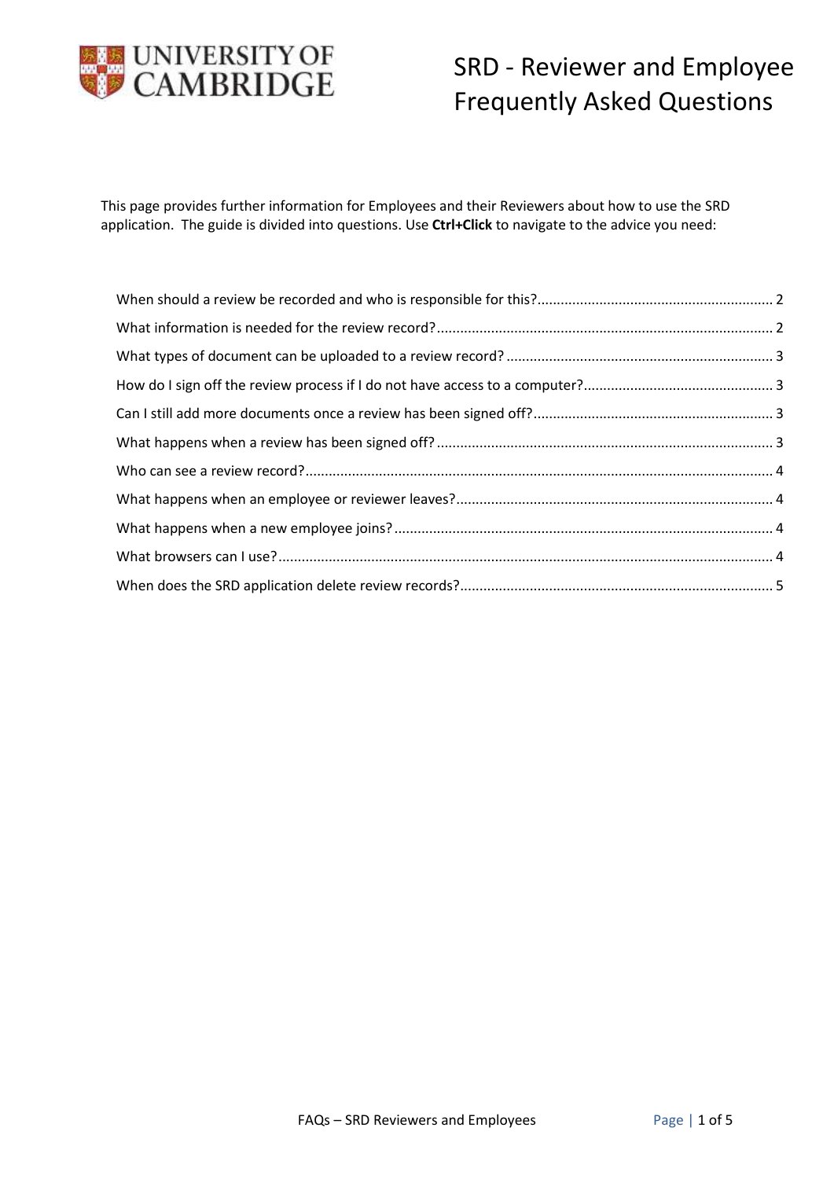# SRD - Reviewer and Employee Frequently Asked Questions

This page provides further information for Employees and their Reviewers about how to use the SRD application. The guide is divided into questions. Use **Ctrl+Click** to navigate to the advice you need:

- When should a review be recorded and who is responsible for this? ..... 2
- What information is needed for the review record? ..... 2
- What types of document can be uploaded to a review record? ..... 3
- How do I sign off the review process if I do not have access to a computer? ..... 3
- Can I still add more documents once a review has been signed off? ..... 3
- What happens when a review has been signed off? ..... 3
- Who can see a review record? ..... 4
- What happens when an employee or reviewer leaves? ..... 4
- What happens when a new employee joins? ..... 4
- What browsers can I use? ..... 4
- When does the SRD application delete review records? ..... 5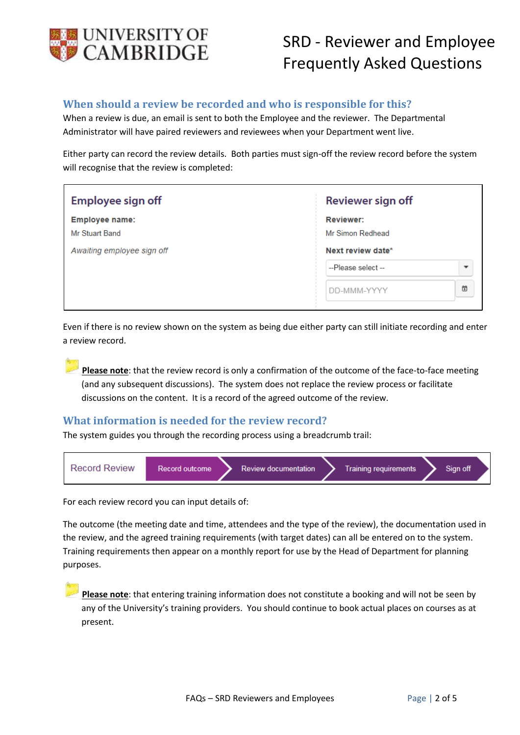## When should a review be recorded and who is responsible for this?

When a review is due, an email is sent to both the Employee and the reviewer. The Departmental Administrator will have paired reviewers and reviewees when your Department went live.

Either party can record the review details. Both parties must sign-off the review record before the system will recognise that the review is completed:

| Employee sign off | Reviewer sign off |
|---|---|
| **Employee name:** | **Reviewer:** |
| Mr Stuart Band | Mr Simon Redhead |
| *Awaiting employee sign off* | **Next review date*** |
| | --Please select -- |
| | DD-MMM-YYYY |

Even if there is no review shown on the system as being due either party can still initiate recording and enter a review record.

**Please note**: that the review record is only a confirmation of the outcome of the face-to-face meeting (and any subsequent discussions). The system does not replace the review process or facilitate discussions on the content. It is a record of the agreed outcome of the review.

## What information is needed for the review record?

The system guides you through the recording process using a breadcrumb trail:

Record Review → Record outcome → Review documentation → Training requirements → Sign off

For each review record you can input details of:

The outcome (the meeting date and time, attendees and the type of the review), the documentation used in the review, and the agreed training requirements (with target dates) can all be entered on to the system. Training requirements then appear on a monthly report for use by the Head of Department for planning purposes.

**Please note**: that entering training information does not constitute a booking and will not be seen by any of the University's training providers. You should continue to book actual places on courses as at present.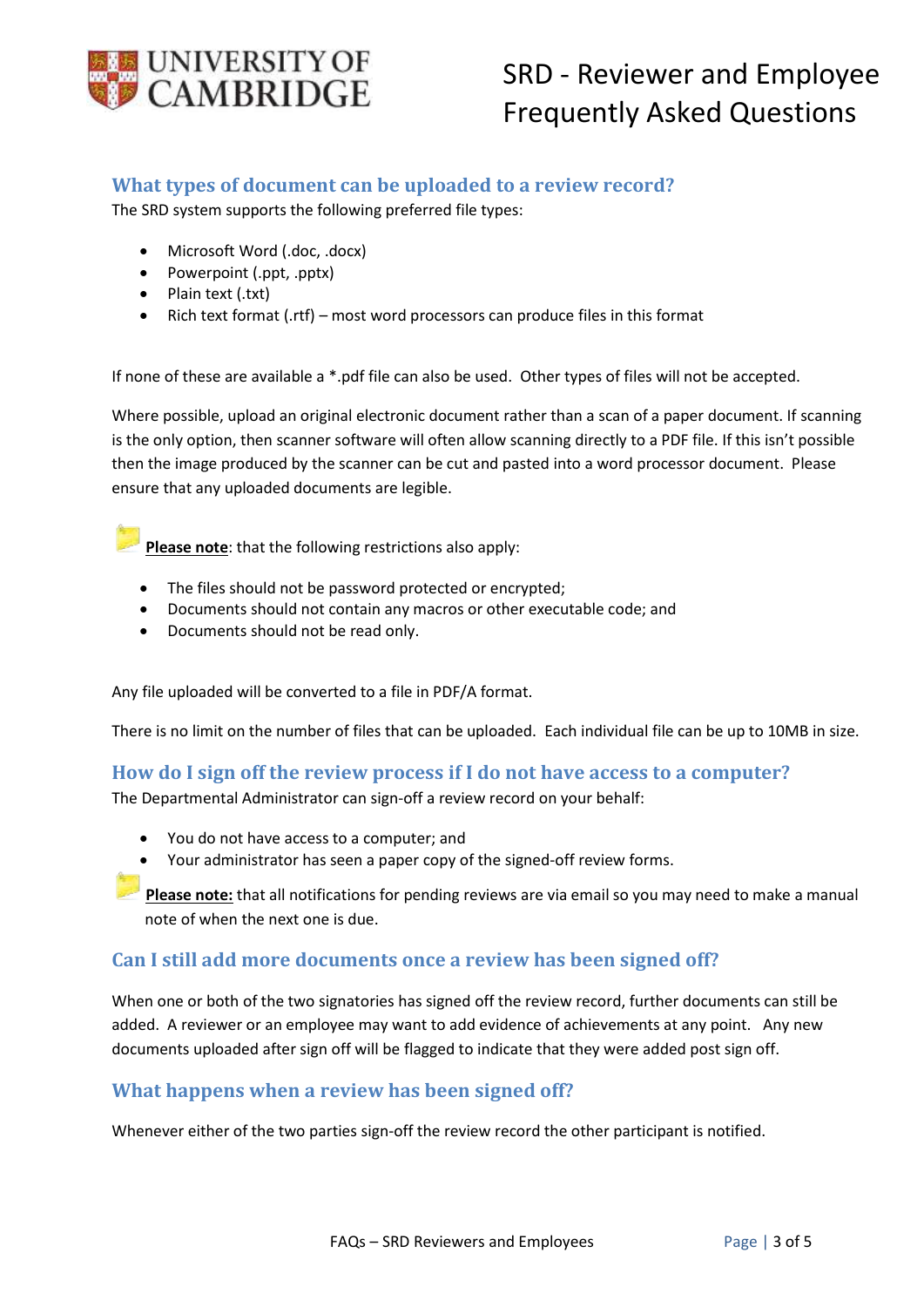## What types of document can be uploaded to a review record?

The SRD system supports the following preferred file types:

- Microsoft Word (.doc, .docx)
- Powerpoint (.ppt, .pptx)
- Plain text (.txt)
- Rich text format (.rtf) – most word processors can produce files in this format

If none of these are available a *.pdf file can also be used. Other types of files will not be accepted.

Where possible, upload an original electronic document rather than a scan of a paper document. If scanning is the only option, then scanner software will often allow scanning directly to a PDF file. If this isn't possible then the image produced by the scanner can be cut and pasted into a word processor document. Please ensure that any uploaded documents are legible.

**Please note**: that the following restrictions also apply:

- The files should not be password protected or encrypted;
- Documents should not contain any macros or other executable code; and
- Documents should not be read only.

Any file uploaded will be converted to a file in PDF/A format.

There is no limit on the number of files that can be uploaded. Each individual file can be up to 10MB in size.

## How do I sign off the review process if I do not have access to a computer?

The Departmental Administrator can sign-off a review record on your behalf:

- You do not have access to a computer; and
- Your administrator has seen a paper copy of the signed-off review forms.

**Please note:** that all notifications for pending reviews are via email so you may need to make a manual note of when the next one is due.

## Can I still add more documents once a review has been signed off?

When one or both of the two signatories has signed off the review record, further documents can still be added. A reviewer or an employee may want to add evidence of achievements at any point. Any new documents uploaded after sign off will be flagged to indicate that they were added post sign off.

## What happens when a review has been signed off?

Whenever either of the two parties sign-off the review record the other participant is notified.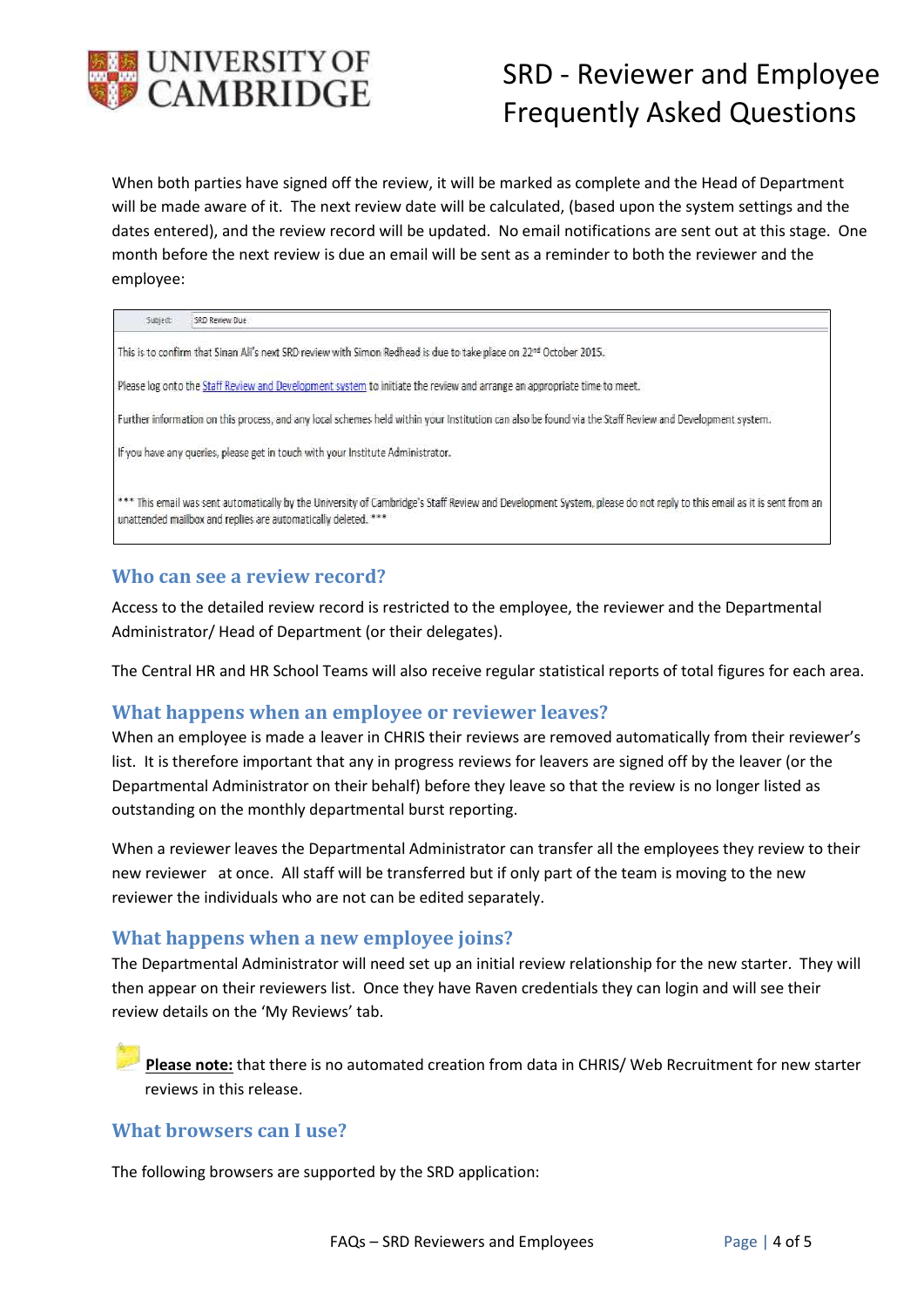When both parties have signed off the review, it will be marked as complete and the Head of Department will be made aware of it. The next review date will be calculated, (based upon the system settings and the dates entered), and the review record will be updated. No email notifications are sent out at this stage. One month before the next review is due an email will be sent as a reminder to both the reviewer and the employee:

> Subject: SRD Review Due
>
> This is to confirm that Sinan Ali's next SRD review with Simon Redhead is due to take place on 22nd October 2015.
>
> Please log onto the Staff Review and Development system to initiate the review and arrange an appropriate time to meet.
>
> Further information on this process, and any local schemes held within your Institution can also be found via the Staff Review and Development system.
>
> If you have any queries, please get in touch with your Institute Administrator.
>
> *** This email was sent automatically by the University of Cambridge's Staff Review and Development System, please do not reply to this email as it is sent from an unattended mailbox and replies are automatically deleted. ***

## Who can see a review record?

Access to the detailed review record is restricted to the employee, the reviewer and the Departmental Administrator/ Head of Department (or their delegates).

The Central HR and HR School Teams will also receive regular statistical reports of total figures for each area.

## What happens when an employee or reviewer leaves?

When an employee is made a leaver in CHRIS their reviews are removed automatically from their reviewer's list. It is therefore important that any in progress reviews for leavers are signed off by the leaver (or the Departmental Administrator on their behalf) before they leave so that the review is no longer listed as outstanding on the monthly departmental burst reporting.

When a reviewer leaves the Departmental Administrator can transfer all the employees they review to their new reviewer at once. All staff will be transferred but if only part of the team is moving to the new reviewer the individuals who are not can be edited separately.

## What happens when a new employee joins?

The Departmental Administrator will need set up an initial review relationship for the new starter. They will then appear on their reviewers list. Once they have Raven credentials they can login and will see their review details on the 'My Reviews' tab.

**Please note:** that there is no automated creation from data in CHRIS/ Web Recruitment for new starter reviews in this release.

## What browsers can I use?

The following browsers are supported by the SRD application: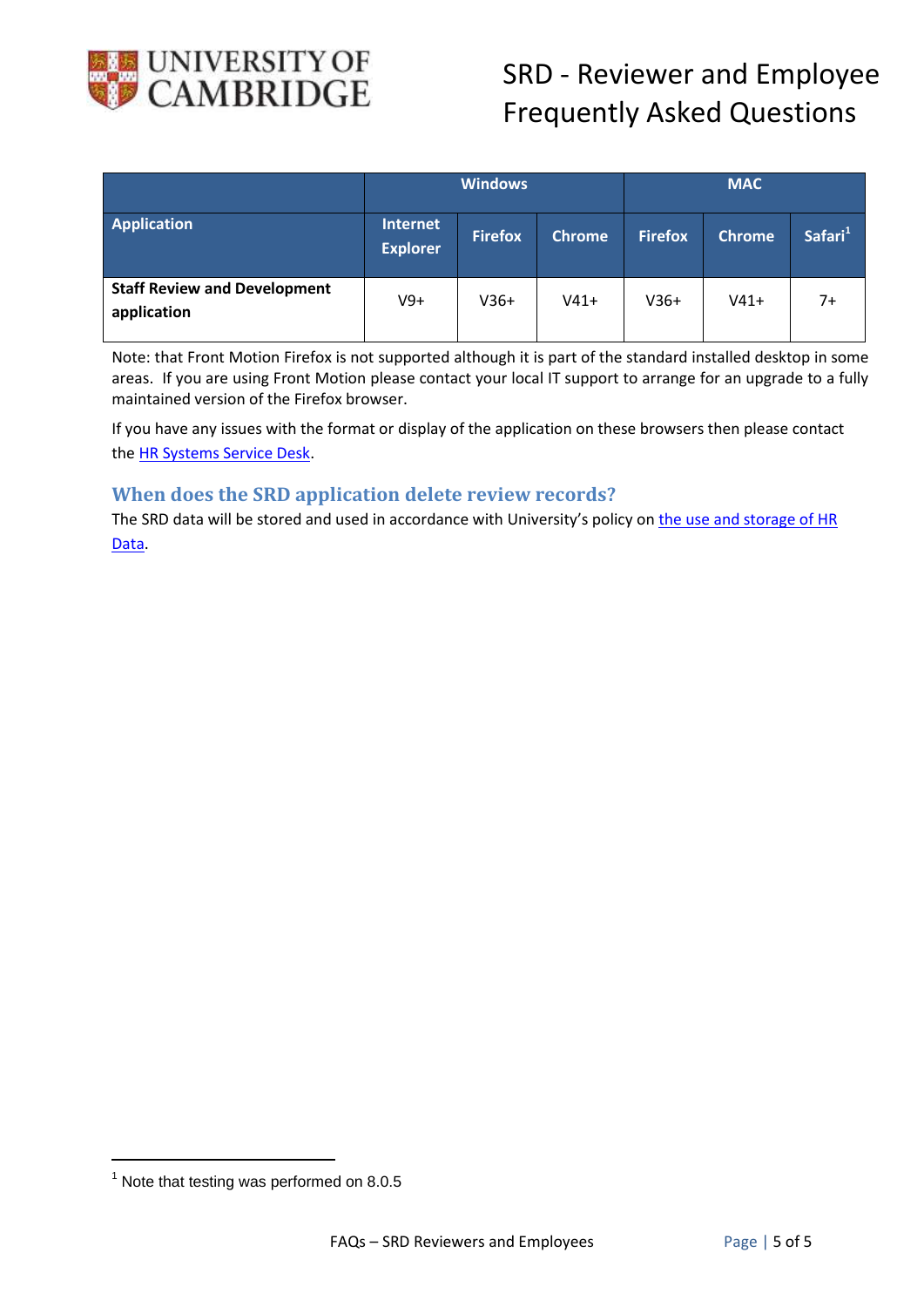| Application | Windows | | | MAC | | |
|---|---|---|---|---|---|---|
| | Internet Explorer | Firefox | Chrome | Firefox | Chrome | Safari[1] |
| **Staff Review and Development application** | V9+ | V36+ | V41+ | V36+ | V41+ | 7+ |

Note: that Front Motion Firefox is not supported although it is part of the standard installed desktop in some areas. If you are using Front Motion please contact your local IT support to arrange for an upgrade to a fully maintained version of the Firefox browser.

If you have any issues with the format or display of the application on these browsers then please contact the HR Systems Service Desk.

## When does the SRD application delete review records?

The SRD data will be stored and used in accordance with University's policy on the use and storage of HR Data.

[1] Note that testing was performed on 8.0.5